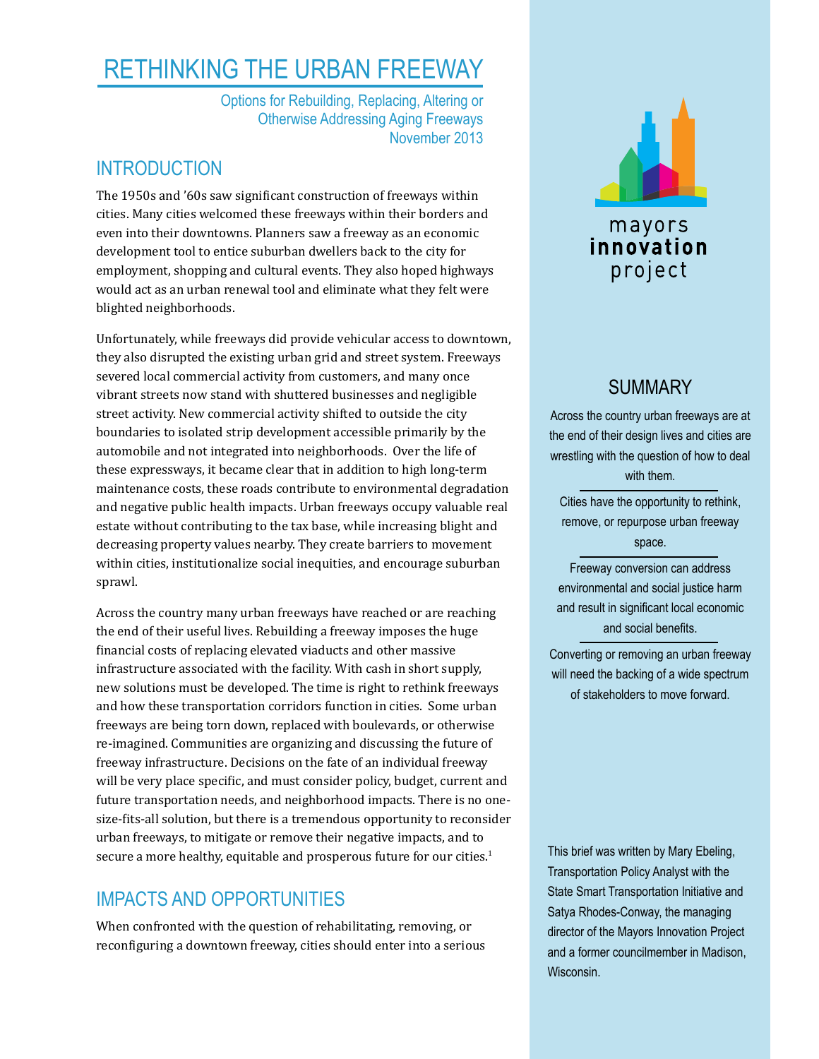# RETHINKING THE URBAN FREEWAY

Options for Rebuilding, Replacing, Altering or Otherwise Addressing Aging Freeways
November 2013

## INTRODUCTION

The 1950s and '60s saw significant construction of freeways within cities. Many cities welcomed these freeways within their borders and even into their downtowns. Planners saw a freeway as an economic development tool to entice suburban dwellers back to the city for employment, shopping and cultural events. They also hoped highways would act as an urban renewal tool and eliminate what they felt were blighted neighborhoods.

Unfortunately, while freeways did provide vehicular access to downtown, they also disrupted the existing urban grid and street system. Freeways severed local commercial activity from customers, and many once vibrant streets now stand with shuttered businesses and negligible street activity. New commercial activity shifted to outside the city boundaries to isolated strip development accessible primarily by the automobile and not integrated into neighborhoods. Over the life of these expressways, it became clear that in addition to high long-term maintenance costs, these roads contribute to environmental degradation and negative public health impacts. Urban freeways occupy valuable real estate without contributing to the tax base, while increasing blight and decreasing property values nearby. They create barriers to movement within cities, institutionalize social inequities, and encourage suburban sprawl.

Across the country many urban freeways have reached or are reaching the end of their useful lives. Rebuilding a freeway imposes the huge financial costs of replacing elevated viaducts and other massive infrastructure associated with the facility. With cash in short supply, new solutions must be developed. The time is right to rethink freeways and how these transportation corridors function in cities. Some urban freeways are being torn down, replaced with boulevards, or otherwise re-imagined. Communities are organizing and discussing the future of freeway infrastructure. Decisions on the fate of an individual freeway will be very place specific, and must consider policy, budget, current and future transportation needs, and neighborhood impacts. There is no one-size-fits-all solution, but there is a tremendous opportunity to reconsider urban freeways, to mitigate or remove their negative impacts, and to secure a more healthy, equitable and prosperous future for our cities.[1]

## IMPACTS AND OPPORTUNITIES

When confronted with the question of rehabilitating, removing, or reconfiguring a downtown freeway, cities should enter into a serious

mayors **innovation** project

## SUMMARY

Across the country urban freeways are at the end of their design lives and cities are wrestling with the question of how to deal with them.

Cities have the opportunity to rethink, remove, or repurpose urban freeway space.

Freeway conversion can address environmental and social justice harm and result in significant local economic and social benefits.

Converting or removing an urban freeway will need the backing of a wide spectrum of stakeholders to move forward.

This brief was written by Mary Ebeling, Transportation Policy Analyst with the State Smart Transportation Initiative and Satya Rhodes-Conway, the managing director of the Mayors Innovation Project and a former councilmember in Madison, Wisconsin.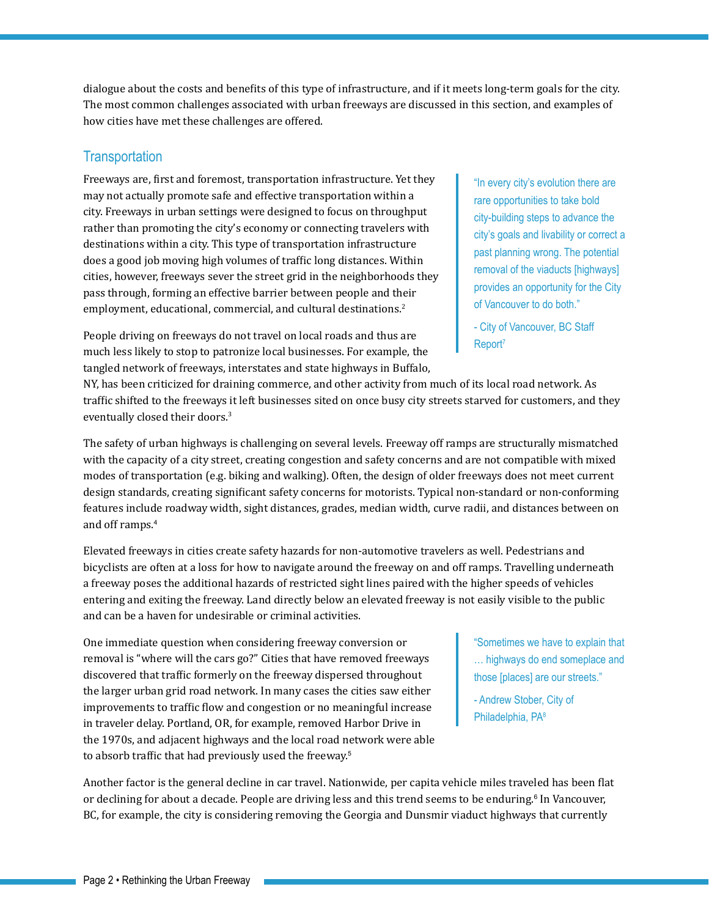dialogue about the costs and benefits of this type of infrastructure, and if it meets long-term goals for the city. The most common challenges associated with urban freeways are discussed in this section, and examples of how cities have met these challenges are offered.

## Transportation

Freeways are, first and foremost, transportation infrastructure. Yet they may not actually promote safe and effective transportation within a city. Freeways in urban settings were designed to focus on throughput rather than promoting the city's economy or connecting travelers with destinations within a city. This type of transportation infrastructure does a good job moving high volumes of traffic long distances. Within cities, however, freeways sever the street grid in the neighborhoods they pass through, forming an effective barrier between people and their employment, educational, commercial, and cultural destinations.[2]

> "In every city's evolution there are rare opportunities to take bold city-building steps to advance the city's goals and livability or correct a past planning wrong. The potential removal of the viaducts [highways] provides an opportunity for the City of Vancouver to do both."
>
> - City of Vancouver, BC Staff Report[7]

People driving on freeways do not travel on local roads and thus are much less likely to stop to patronize local businesses. For example, the tangled network of freeways, interstates and state highways in Buffalo, NY, has been criticized for draining commerce, and other activity from much of its local road network. As traffic shifted to the freeways it left businesses sited on once busy city streets starved for customers, and they eventually closed their doors.[3]

The safety of urban highways is challenging on several levels. Freeway off ramps are structurally mismatched with the capacity of a city street, creating congestion and safety concerns and are not compatible with mixed modes of transportation (e.g. biking and walking). Often, the design of older freeways does not meet current design standards, creating significant safety concerns for motorists. Typical non-standard or non-conforming features include roadway width, sight distances, grades, median width, curve radii, and distances between on and off ramps.[4]

Elevated freeways in cities create safety hazards for non-automotive travelers as well. Pedestrians and bicyclists are often at a loss for how to navigate around the freeway on and off ramps. Travelling underneath a freeway poses the additional hazards of restricted sight lines paired with the higher speeds of vehicles entering and exiting the freeway. Land directly below an elevated freeway is not easily visible to the public and can be a haven for undesirable or criminal activities.

One immediate question when considering freeway conversion or removal is "where will the cars go?" Cities that have removed freeways discovered that traffic formerly on the freeway dispersed throughout the larger urban grid road network. In many cases the cities saw either improvements to traffic flow and congestion or no meaningful increase in traveler delay. Portland, OR, for example, removed Harbor Drive in the 1970s, and adjacent highways and the local road network were able to absorb traffic that had previously used the freeway.[5]

> "Sometimes we have to explain that … highways do end someplace and those [places] are our streets."
>
> - Andrew Stober, City of Philadelphia, PA[8]

Another factor is the general decline in car travel. Nationwide, per capita vehicle miles traveled has been flat or declining for about a decade. People are driving less and this trend seems to be enduring.[6] In Vancouver, BC, for example, the city is considering removing the Georgia and Dunsmir viaduct highways that currently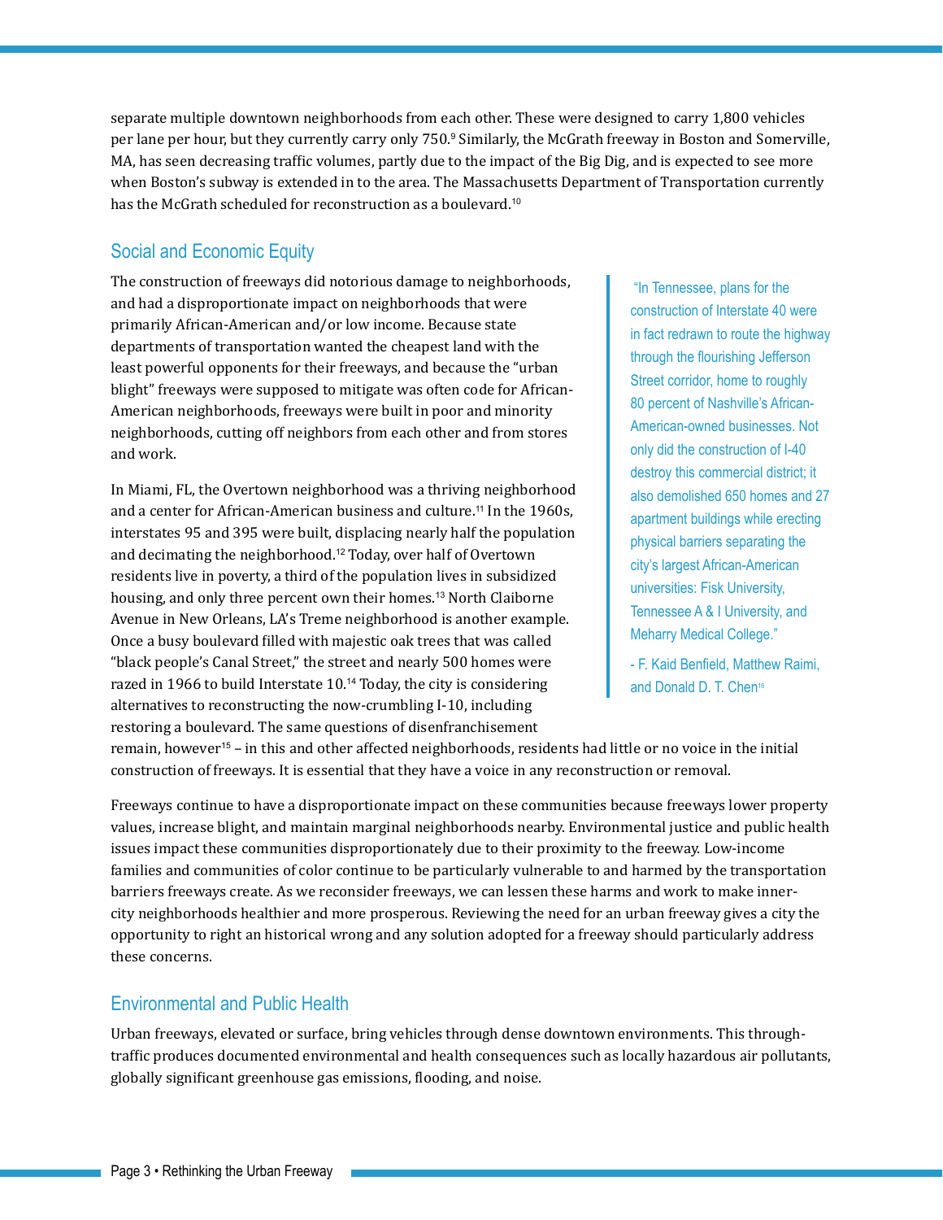separate multiple downtown neighborhoods from each other. These were designed to carry 1,800 vehicles per lane per hour, but they currently carry only 750.[9] Similarly, the McGrath freeway in Boston and Somerville, MA, has seen decreasing traffic volumes, partly due to the impact of the Big Dig, and is expected to see more when Boston's subway is extended in to the area. The Massachusetts Department of Transportation currently has the McGrath scheduled for reconstruction as a boulevard.[10]

## Social and Economic Equity

The construction of freeways did notorious damage to neighborhoods, and had a disproportionate impact on neighborhoods that were primarily African-American and/or low income. Because state departments of transportation wanted the cheapest land with the least powerful opponents for their freeways, and because the "urban blight" freeways were supposed to mitigate was often code for African-American neighborhoods, freeways were built in poor and minority neighborhoods, cutting off neighbors from each other and from stores and work.

In Miami, FL, the Overtown neighborhood was a thriving neighborhood and a center for African-American business and culture.[11] In the 1960s, interstates 95 and 395 were built, displacing nearly half the population and decimating the neighborhood.[12] Today, over half of Overtown residents live in poverty, a third of the population lives in subsidized housing, and only three percent own their homes.[13] North Claiborne Avenue in New Orleans, LA's Treme neighborhood is another example. Once a busy boulevard filled with majestic oak trees that was called "black people's Canal Street," the street and nearly 500 homes were razed in 1966 to build Interstate 10.[14] Today, the city is considering alternatives to reconstructing the now-crumbling I-10, including restoring a boulevard. The same questions of disenfranchisement remain, however[15] – in this and other affected neighborhoods, residents had little or no voice in the initial construction of freeways. It is essential that they have a voice in any reconstruction or removal.

> "In Tennessee, plans for the construction of Interstate 40 were in fact redrawn to route the highway through the flourishing Jefferson Street corridor, home to roughly 80 percent of Nashville's African-American-owned businesses. Not only did the construction of I-40 destroy this commercial district; it also demolished 650 homes and 27 apartment buildings while erecting physical barriers separating the city's largest African-American universities: Fisk University, Tennessee A & I University, and Meharry Medical College."
>
> - F. Kaid Benfield, Matthew Raimi, and Donald D. T. Chen[16]

Freeways continue to have a disproportionate impact on these communities because freeways lower property values, increase blight, and maintain marginal neighborhoods nearby. Environmental justice and public health issues impact these communities disproportionately due to their proximity to the freeway. Low-income families and communities of color continue to be particularly vulnerable to and harmed by the transportation barriers freeways create. As we reconsider freeways, we can lessen these harms and work to make inner-city neighborhoods healthier and more prosperous. Reviewing the need for an urban freeway gives a city the opportunity to right an historical wrong and any solution adopted for a freeway should particularly address these concerns.

## Environmental and Public Health

Urban freeways, elevated or surface, bring vehicles through dense downtown environments. This through-traffic produces documented environmental and health consequences such as locally hazardous air pollutants, globally significant greenhouse gas emissions, flooding, and noise.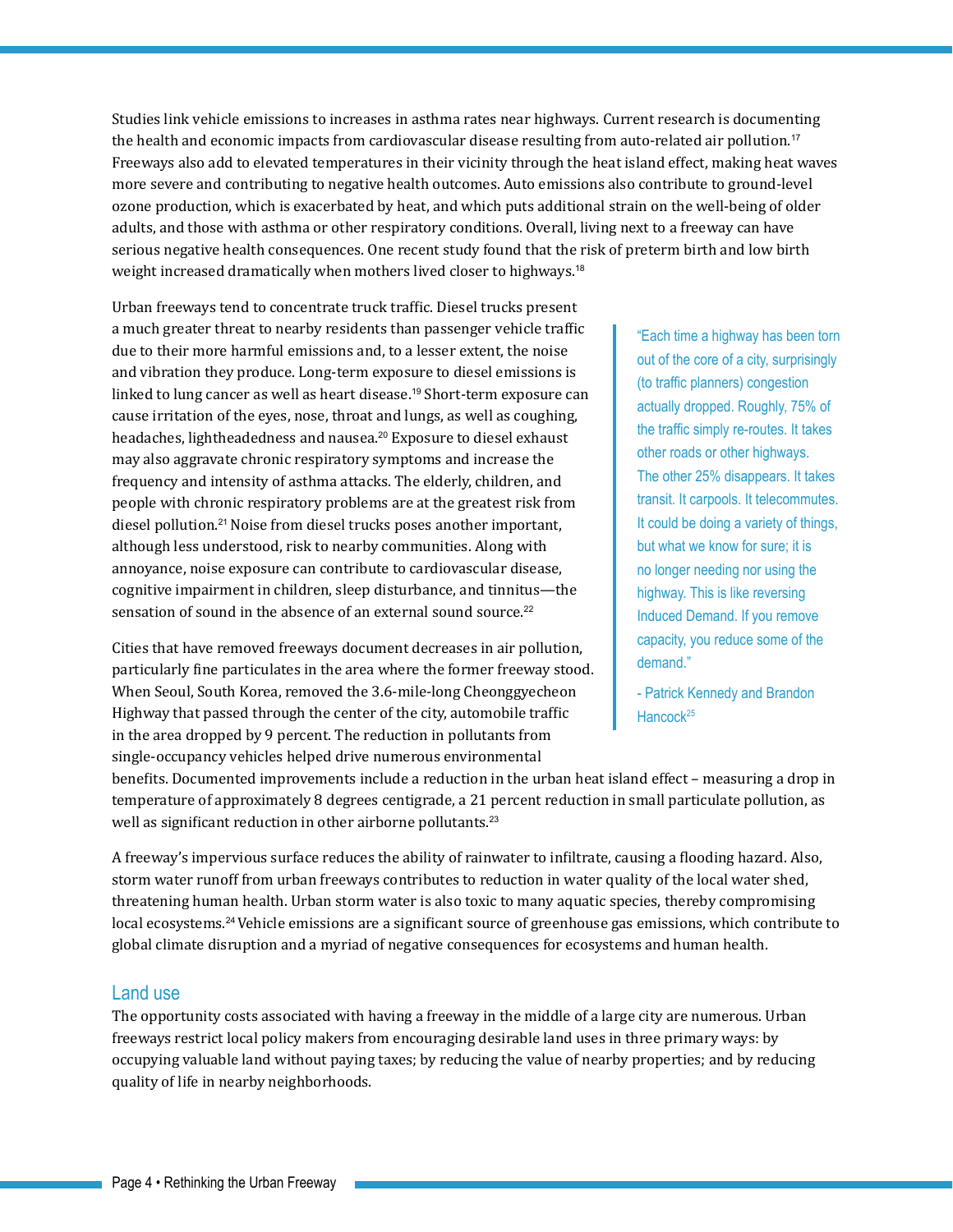Studies link vehicle emissions to increases in asthma rates near highways. Current research is documenting the health and economic impacts from cardiovascular disease resulting from auto-related air pollution.[17] Freeways also add to elevated temperatures in their vicinity through the heat island effect, making heat waves more severe and contributing to negative health outcomes. Auto emissions also contribute to ground-level ozone production, which is exacerbated by heat, and which puts additional strain on the well-being of older adults, and those with asthma or other respiratory conditions. Overall, living next to a freeway can have serious negative health consequences. One recent study found that the risk of preterm birth and low birth weight increased dramatically when mothers lived closer to highways.[18]

Urban freeways tend to concentrate truck traffic. Diesel trucks present a much greater threat to nearby residents than passenger vehicle traffic due to their more harmful emissions and, to a lesser extent, the noise and vibration they produce. Long-term exposure to diesel emissions is linked to lung cancer as well as heart disease.[19] Short-term exposure can cause irritation of the eyes, nose, throat and lungs, as well as coughing, headaches, lightheadedness and nausea.[20] Exposure to diesel exhaust may also aggravate chronic respiratory symptoms and increase the frequency and intensity of asthma attacks. The elderly, children, and people with chronic respiratory problems are at the greatest risk from diesel pollution.[21] Noise from diesel trucks poses another important, although less understood, risk to nearby communities. Along with annoyance, noise exposure can contribute to cardiovascular disease, cognitive impairment in children, sleep disturbance, and tinnitus—the sensation of sound in the absence of an external sound source.[22]

> "Each time a highway has been torn out of the core of a city, surprisingly (to traffic planners) congestion actually dropped. Roughly, 75% of the traffic simply re-routes. It takes other roads or other highways. The other 25% disappears. It takes transit. It carpools. It telecommutes. It could be doing a variety of things, but what we know for sure; it is no longer needing nor using the highway. This is like reversing Induced Demand. If you remove capacity, you reduce some of the demand."
>
> - Patrick Kennedy and Brandon Hancock[25]

Cities that have removed freeways document decreases in air pollution, particularly fine particulates in the area where the former freeway stood. When Seoul, South Korea, removed the 3.6-mile-long Cheonggyecheon Highway that passed through the center of the city, automobile traffic in the area dropped by 9 percent. The reduction in pollutants from single-occupancy vehicles helped drive numerous environmental benefits. Documented improvements include a reduction in the urban heat island effect – measuring a drop in temperature of approximately 8 degrees centigrade, a 21 percent reduction in small particulate pollution, as well as significant reduction in other airborne pollutants.[23]

A freeway's impervious surface reduces the ability of rainwater to infiltrate, causing a flooding hazard. Also, storm water runoff from urban freeways contributes to reduction in water quality of the local water shed, threatening human health. Urban storm water is also toxic to many aquatic species, thereby compromising local ecosystems.[24] Vehicle emissions are a significant source of greenhouse gas emissions, which contribute to global climate disruption and a myriad of negative consequences for ecosystems and human health.

## Land use

The opportunity costs associated with having a freeway in the middle of a large city are numerous. Urban freeways restrict local policy makers from encouraging desirable land uses in three primary ways: by occupying valuable land without paying taxes; by reducing the value of nearby properties; and by reducing quality of life in nearby neighborhoods.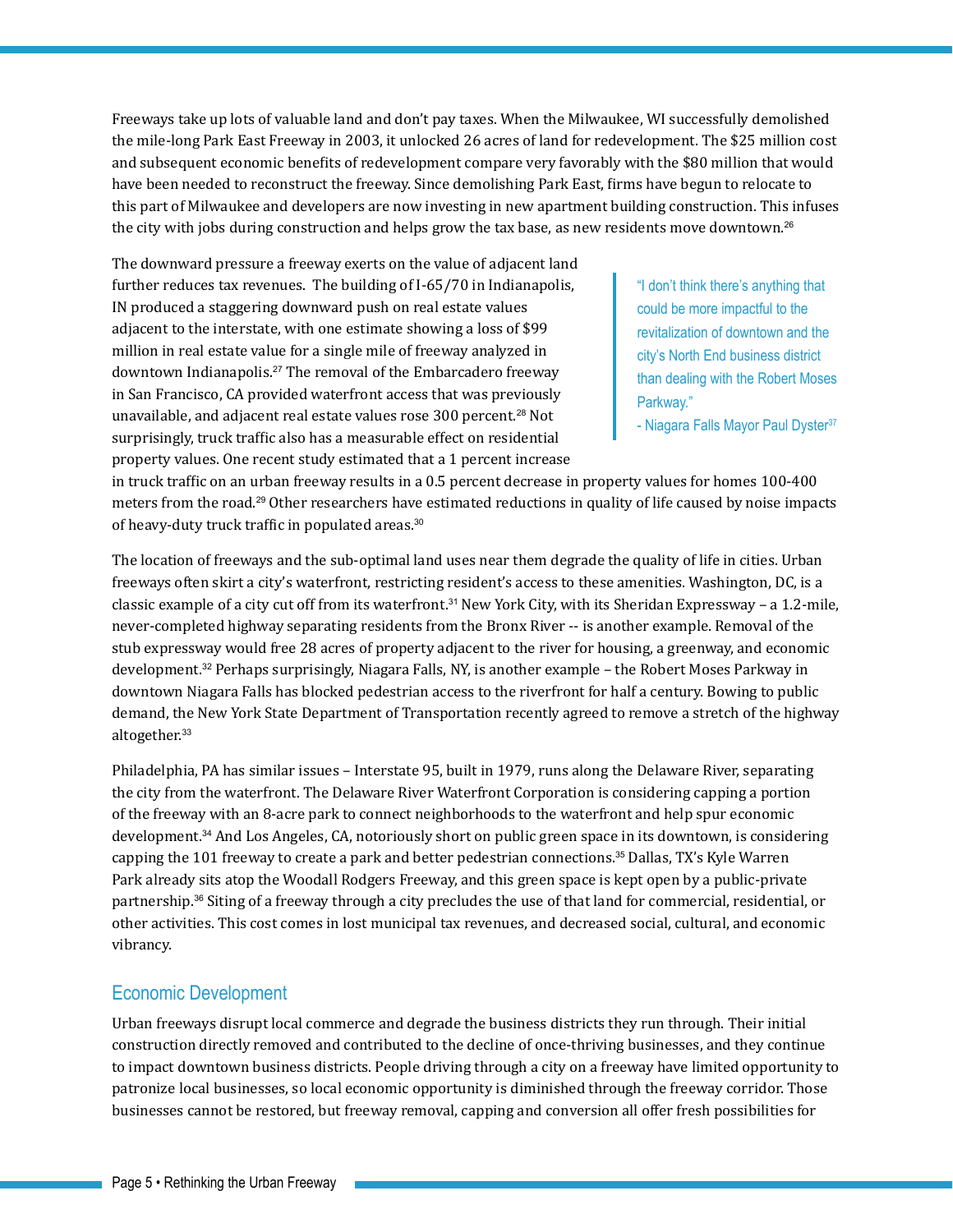Freeways take up lots of valuable land and don't pay taxes. When the Milwaukee, WI successfully demolished the mile-long Park East Freeway in 2003, it unlocked 26 acres of land for redevelopment. The $25 million cost and subsequent economic benefits of redevelopment compare very favorably with the $80 million that would have been needed to reconstruct the freeway. Since demolishing Park East, firms have begun to relocate to this part of Milwaukee and developers are now investing in new apartment building construction. This infuses the city with jobs during construction and helps grow the tax base, as new residents move downtown.[26]

The downward pressure a freeway exerts on the value of adjacent land further reduces tax revenues. The building of I-65/70 in Indianapolis, IN produced a staggering downward push on real estate values adjacent to the interstate, with one estimate showing a loss of $99 million in real estate value for a single mile of freeway analyzed in downtown Indianapolis.[27] The removal of the Embarcadero freeway in San Francisco, CA provided waterfront access that was previously unavailable, and adjacent real estate values rose 300 percent.[28] Not surprisingly, truck traffic also has a measurable effect on residential property values. One recent study estimated that a 1 percent increase in truck traffic on an urban freeway results in a 0.5 percent decrease in property values for homes 100-400 meters from the road.[29] Other researchers have estimated reductions in quality of life caused by noise impacts of heavy-duty truck traffic in populated areas.[30]

> "I don't think there's anything that could be more impactful to the revitalization of downtown and the city's North End business district than dealing with the Robert Moses Parkway."
> - Niagara Falls Mayor Paul Dyster[37]

The location of freeways and the sub-optimal land uses near them degrade the quality of life in cities. Urban freeways often skirt a city's waterfront, restricting resident's access to these amenities. Washington, DC, is a classic example of a city cut off from its waterfront.[31] New York City, with its Sheridan Expressway – a 1.2-mile, never-completed highway separating residents from the Bronx River -- is another example. Removal of the stub expressway would free 28 acres of property adjacent to the river for housing, a greenway, and economic development.[32] Perhaps surprisingly, Niagara Falls, NY, is another example – the Robert Moses Parkway in downtown Niagara Falls has blocked pedestrian access to the riverfront for half a century. Bowing to public demand, the New York State Department of Transportation recently agreed to remove a stretch of the highway altogether.[33]

Philadelphia, PA has similar issues – Interstate 95, built in 1979, runs along the Delaware River, separating the city from the waterfront. The Delaware River Waterfront Corporation is considering capping a portion of the freeway with an 8-acre park to connect neighborhoods to the waterfront and help spur economic development.[34] And Los Angeles, CA, notoriously short on public green space in its downtown, is considering capping the 101 freeway to create a park and better pedestrian connections.[35] Dallas, TX's Kyle Warren Park already sits atop the Woodall Rodgers Freeway, and this green space is kept open by a public-private partnership.[36] Siting of a freeway through a city precludes the use of that land for commercial, residential, or other activities. This cost comes in lost municipal tax revenues, and decreased social, cultural, and economic vibrancy.

## Economic Development

Urban freeways disrupt local commerce and degrade the business districts they run through. Their initial construction directly removed and contributed to the decline of once-thriving businesses, and they continue to impact downtown business districts. People driving through a city on a freeway have limited opportunity to patronize local businesses, so local economic opportunity is diminished through the freeway corridor. Those businesses cannot be restored, but freeway removal, capping and conversion all offer fresh possibilities for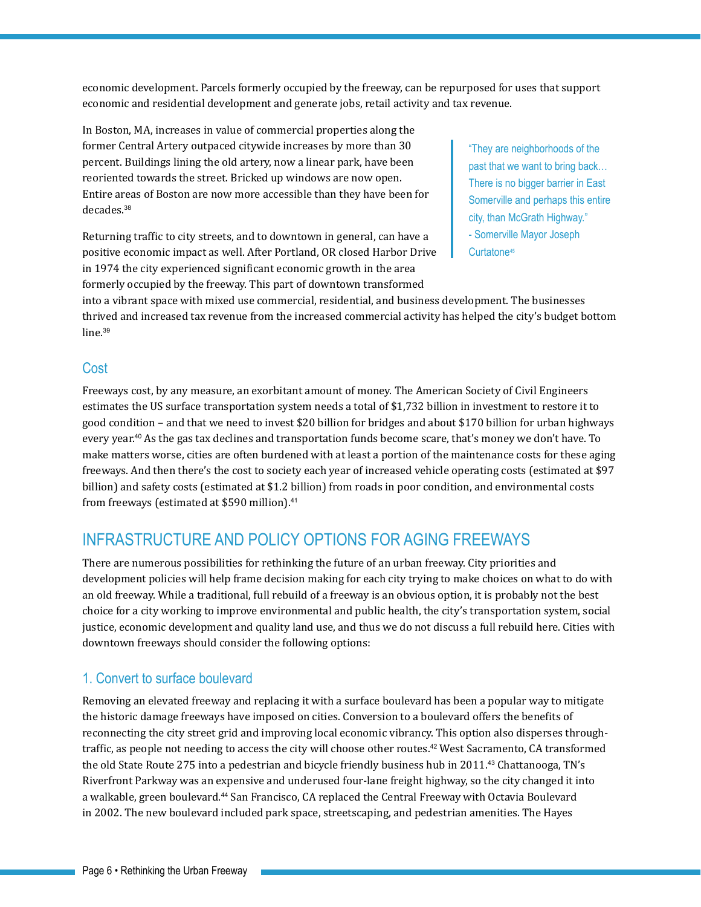economic development. Parcels formerly occupied by the freeway, can be repurposed for uses that support economic and residential development and generate jobs, retail activity and tax revenue.

In Boston, MA, increases in value of commercial properties along the former Central Artery outpaced citywide increases by more than 30 percent. Buildings lining the old artery, now a linear park, have been reoriented towards the street. Bricked up windows are now open. Entire areas of Boston are now more accessible than they have been for decades.[38]

> "They are neighborhoods of the past that we want to bring back… There is no bigger barrier in East Somerville and perhaps this entire city, than McGrath Highway."
> - Somerville Mayor Joseph Curtatone[45]

Returning traffic to city streets, and to downtown in general, can have a positive economic impact as well. After Portland, OR closed Harbor Drive in 1974 the city experienced significant economic growth in the area formerly occupied by the freeway. This part of downtown transformed into a vibrant space with mixed use commercial, residential, and business development. The businesses thrived and increased tax revenue from the increased commercial activity has helped the city's budget bottom line.[39]

### Cost

Freeways cost, by any measure, an exorbitant amount of money. The American Society of Civil Engineers estimates the US surface transportation system needs a total of $1,732 billion in investment to restore it to good condition – and that we need to invest $20 billion for bridges and about $170 billion for urban highways every year.[40] As the gas tax declines and transportation funds become scare, that's money we don't have. To make matters worse, cities are often burdened with at least a portion of the maintenance costs for these aging freeways. And then there's the cost to society each year of increased vehicle operating costs (estimated at $97 billion) and safety costs (estimated at $1.2 billion) from roads in poor condition, and environmental costs from freeways (estimated at $590 million).[41]

## INFRASTRUCTURE AND POLICY OPTIONS FOR AGING FREEWAYS

There are numerous possibilities for rethinking the future of an urban freeway. City priorities and development policies will help frame decision making for each city trying to make choices on what to do with an old freeway. While a traditional, full rebuild of a freeway is an obvious option, it is probably not the best choice for a city working to improve environmental and public health, the city's transportation system, social justice, economic development and quality land use, and thus we do not discuss a full rebuild here. Cities with downtown freeways should consider the following options:

### 1. Convert to surface boulevard

Removing an elevated freeway and replacing it with a surface boulevard has been a popular way to mitigate the historic damage freeways have imposed on cities. Conversion to a boulevard offers the benefits of reconnecting the city street grid and improving local economic vibrancy. This option also disperses through-traffic, as people not needing to access the city will choose other routes.[42] West Sacramento, CA transformed the old State Route 275 into a pedestrian and bicycle friendly business hub in 2011.[43] Chattanooga, TN's Riverfront Parkway was an expensive and underused four-lane freight highway, so the city changed it into a walkable, green boulevard.[44] San Francisco, CA replaced the Central Freeway with Octavia Boulevard in 2002. The new boulevard included park space, streetscaping, and pedestrian amenities. The Hayes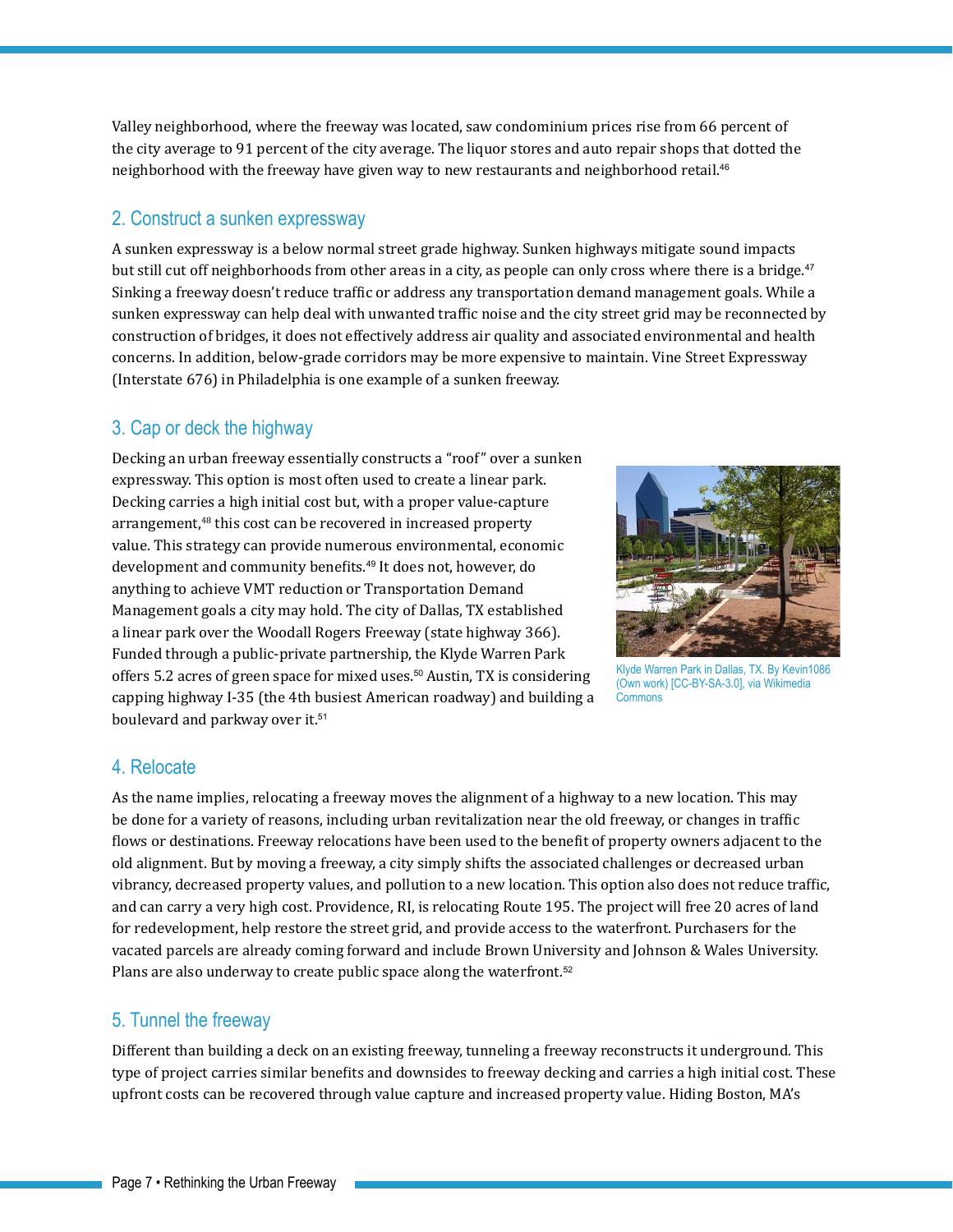Valley neighborhood, where the freeway was located, saw condominium prices rise from 66 percent of the city average to 91 percent of the city average. The liquor stores and auto repair shops that dotted the neighborhood with the freeway have given way to new restaurants and neighborhood retail.[46]

## 2. Construct a sunken expressway

A sunken expressway is a below normal street grade highway. Sunken highways mitigate sound impacts but still cut off neighborhoods from other areas in a city, as people can only cross where there is a bridge.[47] Sinking a freeway doesn't reduce traffic or address any transportation demand management goals. While a sunken expressway can help deal with unwanted traffic noise and the city street grid may be reconnected by construction of bridges, it does not effectively address air quality and associated environmental and health concerns. In addition, below-grade corridors may be more expensive to maintain. Vine Street Expressway (Interstate 676) in Philadelphia is one example of a sunken freeway.

## 3. Cap or deck the highway

Decking an urban freeway essentially constructs a "roof" over a sunken expressway. This option is most often used to create a linear park. Decking carries a high initial cost but, with a proper value-capture arrangement,[48] this cost can be recovered in increased property value. This strategy can provide numerous environmental, economic development and community benefits.[49] It does not, however, do anything to achieve VMT reduction or Transportation Demand Management goals a city may hold. The city of Dallas, TX established a linear park over the Woodall Rogers Freeway (state highway 366). Funded through a public-private partnership, the Klyde Warren Park offers 5.2 acres of green space for mixed uses.[50] Austin, TX is considering capping highway I-35 (the 4th busiest American roadway) and building a boulevard and parkway over it.[51]

Klyde Warren Park in Dallas, TX. By Kevin1086 (Own work) [CC-BY-SA-3.0], via Wikimedia Commons

## 4. Relocate

As the name implies, relocating a freeway moves the alignment of a highway to a new location. This may be done for a variety of reasons, including urban revitalization near the old freeway, or changes in traffic flows or destinations. Freeway relocations have been used to the benefit of property owners adjacent to the old alignment. But by moving a freeway, a city simply shifts the associated challenges or decreased urban vibrancy, decreased property values, and pollution to a new location. This option also does not reduce traffic, and can carry a very high cost. Providence, RI, is relocating Route 195. The project will free 20 acres of land for redevelopment, help restore the street grid, and provide access to the waterfront. Purchasers for the vacated parcels are already coming forward and include Brown University and Johnson & Wales University. Plans are also underway to create public space along the waterfront.[52]

## 5. Tunnel the freeway

Different than building a deck on an existing freeway, tunneling a freeway reconstructs it underground. This type of project carries similar benefits and downsides to freeway decking and carries a high initial cost. These upfront costs can be recovered through value capture and increased property value. Hiding Boston, MA's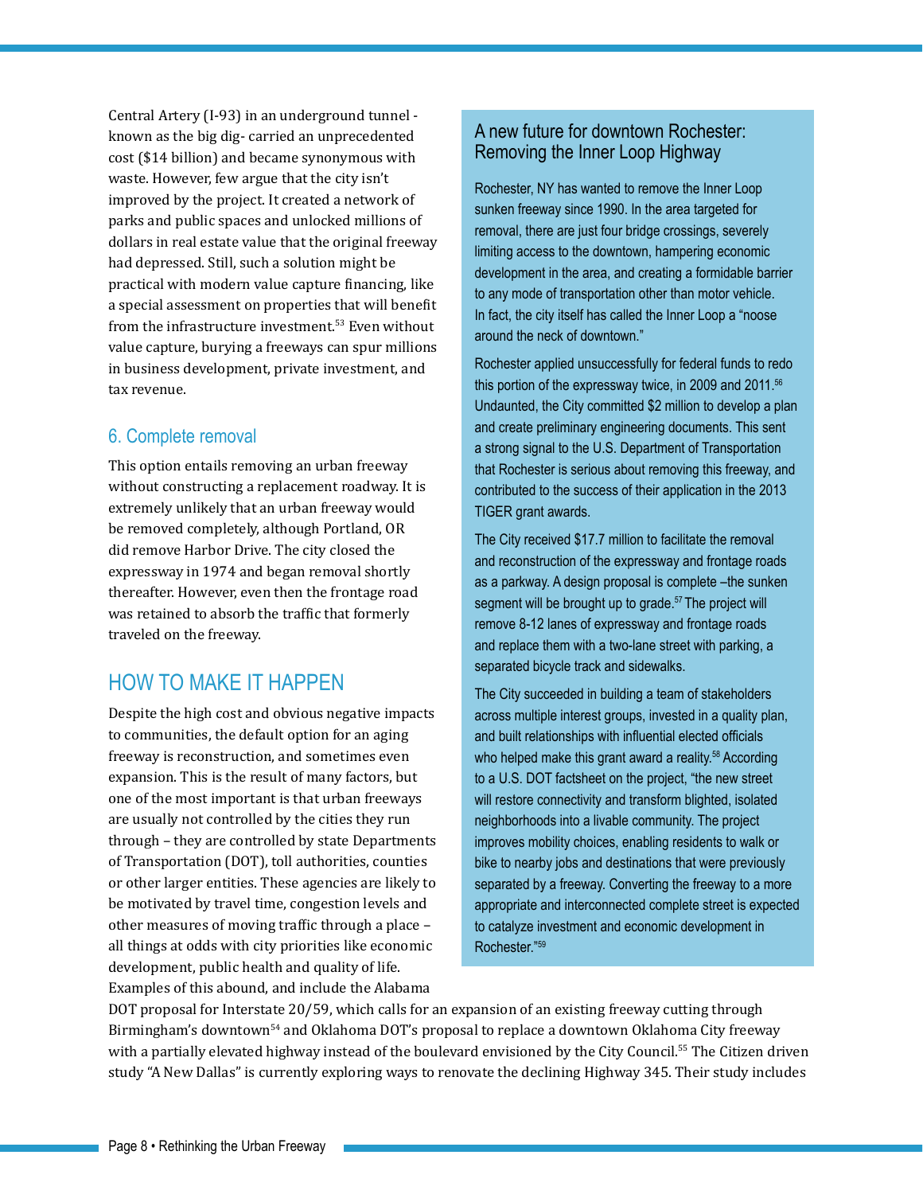Central Artery (I-93) in an underground tunnel - known as the big dig- carried an unprecedented cost ($14 billion) and became synonymous with waste. However, few argue that the city isn't improved by the project. It created a network of parks and public spaces and unlocked millions of dollars in real estate value that the original freeway had depressed. Still, such a solution might be practical with modern value capture financing, like a special assessment on properties that will benefit from the infrastructure investment.[53] Even without value capture, burying a freeways can spur millions in business development, private investment, and tax revenue.

### 6. Complete removal

This option entails removing an urban freeway without constructing a replacement roadway. It is extremely unlikely that an urban freeway would be removed completely, although Portland, OR did remove Harbor Drive. The city closed the expressway in 1974 and began removal shortly thereafter. However, even then the frontage road was retained to absorb the traffic that formerly traveled on the freeway.

## HOW TO MAKE IT HAPPEN

Despite the high cost and obvious negative impacts to communities, the default option for an aging freeway is reconstruction, and sometimes even expansion. This is the result of many factors, but one of the most important is that urban freeways are usually not controlled by the cities they run through – they are controlled by state Departments of Transportation (DOT), toll authorities, counties or other larger entities. These agencies are likely to be motivated by travel time, congestion levels and other measures of moving traffic through a place – all things at odds with city priorities like economic development, public health and quality of life. Examples of this abound, and include the Alabama DOT proposal for Interstate 20/59, which calls for an expansion of an existing freeway cutting through Birmingham's downtown[54] and Oklahoma DOT's proposal to replace a downtown Oklahoma City freeway with a partially elevated highway instead of the boulevard envisioned by the City Council.[55] The Citizen driven study "A New Dallas" is currently exploring ways to renovate the declining Highway 345. Their study includes

### A new future for downtown Rochester: Removing the Inner Loop Highway

Rochester, NY has wanted to remove the Inner Loop sunken freeway since 1990. In the area targeted for removal, there are just four bridge crossings, severely limiting access to the downtown, hampering economic development in the area, and creating a formidable barrier to any mode of transportation other than motor vehicle. In fact, the city itself has called the Inner Loop a "noose around the neck of downtown."

Rochester applied unsuccessfully for federal funds to redo this portion of the expressway twice, in 2009 and 2011.[56] Undaunted, the City committed $2 million to develop a plan and create preliminary engineering documents. This sent a strong signal to the U.S. Department of Transportation that Rochester is serious about removing this freeway, and contributed to the success of their application in the 2013 TIGER grant awards.

The City received $17.7 million to facilitate the removal and reconstruction of the expressway and frontage roads as a parkway. A design proposal is complete –the sunken segment will be brought up to grade.[57] The project will remove 8-12 lanes of expressway and frontage roads and replace them with a two-lane street with parking, a separated bicycle track and sidewalks.

The City succeeded in building a team of stakeholders across multiple interest groups, invested in a quality plan, and built relationships with influential elected officials who helped make this grant award a reality.[58] According to a U.S. DOT factsheet on the project, "the new street will restore connectivity and transform blighted, isolated neighborhoods into a livable community. The project improves mobility choices, enabling residents to walk or bike to nearby jobs and destinations that were previously separated by a freeway. Converting the freeway to a more appropriate and interconnected complete street is expected to catalyze investment and economic development in Rochester."[59]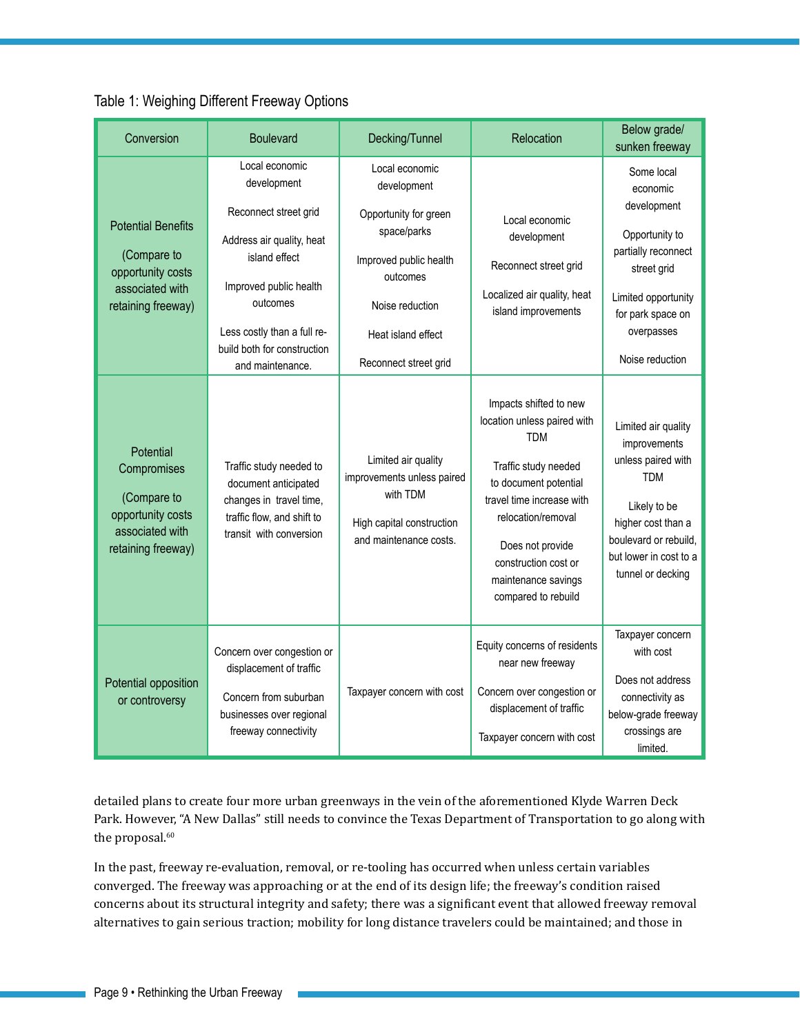Table 1: Weighing Different Freeway Options

| Conversion | Boulevard | Decking/Tunnel | Relocation | Below grade/ sunken freeway |
|---|---|---|---|---|
| Potential Benefits<br><br>(Compare to opportunity costs associated with retaining freeway) | Local economic development<br><br>Reconnect street grid<br><br>Address air quality, heat island effect<br><br>Improved public health outcomes<br><br>Less costly than a full re-build both for construction and maintenance. | Local economic development<br><br>Opportunity for green space/parks<br><br>Improved public health outcomes<br><br>Noise reduction<br><br>Heat island effect<br><br>Reconnect street grid | Local economic development<br><br>Reconnect street grid<br><br>Localized air quality, heat island improvements | Some local economic development<br><br>Opportunity to partially reconnect street grid<br><br>Limited opportunity for park space on overpasses<br><br>Noise reduction |
| Potential Compromises<br><br>(Compare to opportunity costs associated with retaining freeway) | Traffic study needed to document anticipated changes in travel time, traffic flow, and shift to transit with conversion | Limited air quality improvements unless paired with TDM<br><br>High capital construction and maintenance costs. | Impacts shifted to new location unless paired with TDM<br><br>Traffic study needed to document potential travel time increase with relocation/removal<br><br>Does not provide construction cost or maintenance savings compared to rebuild | Limited air quality improvements unless paired with TDM<br><br>Likely to be higher cost than a boulevard or rebuild, but lower in cost to a tunnel or decking |
| Potential opposition or controversy | Concern over congestion or displacement of traffic<br><br>Concern from suburban businesses over regional freeway connectivity | Taxpayer concern with cost | Equity concerns of residents near new freeway<br><br>Concern over congestion or displacement of traffic<br><br>Taxpayer concern with cost | Taxpayer concern with cost<br><br>Does not address connectivity as below-grade freeway crossings are limited. |

detailed plans to create four more urban greenways in the vein of the aforementioned Klyde Warren Deck Park. However, "A New Dallas" still needs to convince the Texas Department of Transportation to go along with the proposal.[60]

In the past, freeway re-evaluation, removal, or re-tooling has occurred when unless certain variables converged. The freeway was approaching or at the end of its design life; the freeway's condition raised concerns about its structural integrity and safety; there was a significant event that allowed freeway removal alternatives to gain serious traction; mobility for long distance travelers could be maintained; and those in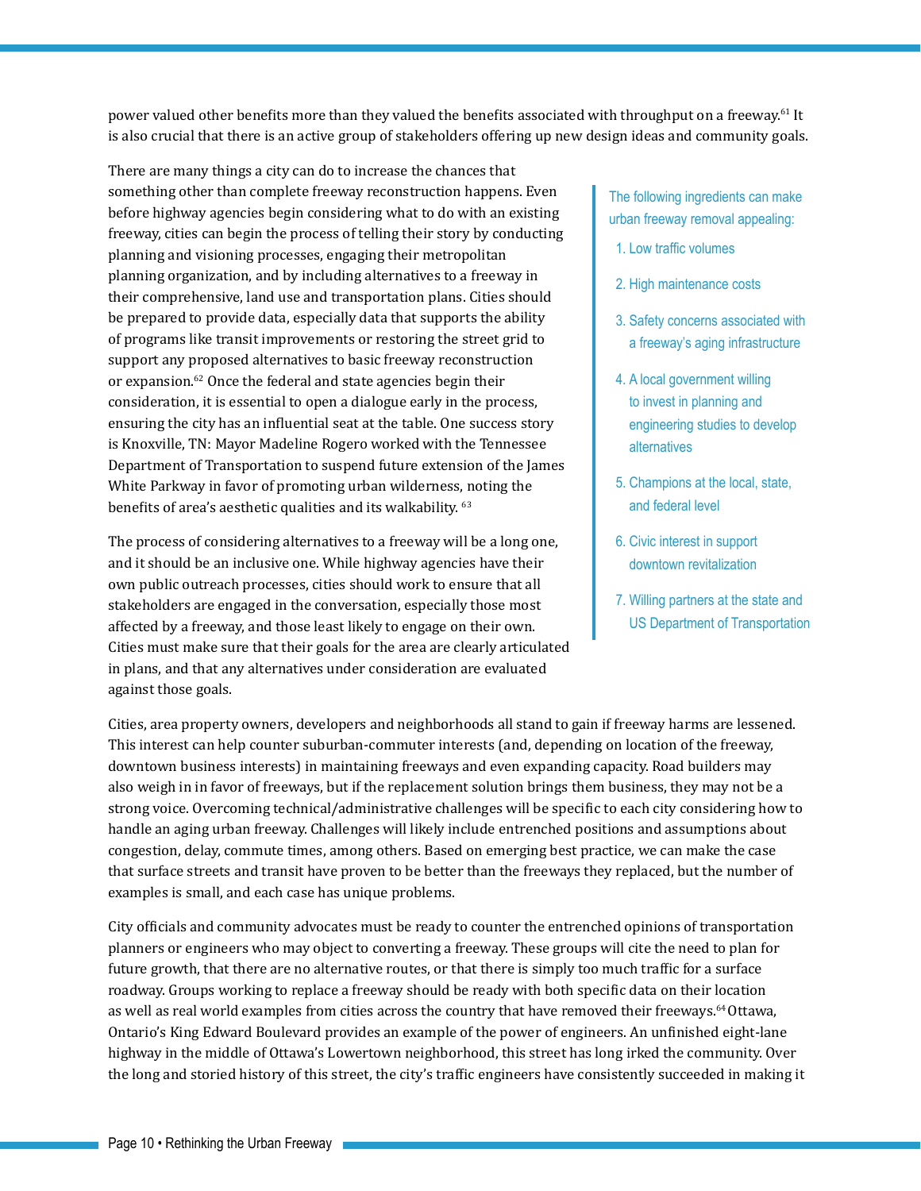power valued other benefits more than they valued the benefits associated with throughput on a freeway.[61] It is also crucial that there is an active group of stakeholders offering up new design ideas and community goals.

There are many things a city can do to increase the chances that something other than complete freeway reconstruction happens. Even before highway agencies begin considering what to do with an existing freeway, cities can begin the process of telling their story by conducting planning and visioning processes, engaging their metropolitan planning organization, and by including alternatives to a freeway in their comprehensive, land use and transportation plans. Cities should be prepared to provide data, especially data that supports the ability of programs like transit improvements or restoring the street grid to support any proposed alternatives to basic freeway reconstruction or expansion.[62] Once the federal and state agencies begin their consideration, it is essential to open a dialogue early in the process, ensuring the city has an influential seat at the table. One success story is Knoxville, TN: Mayor Madeline Rogero worked with the Tennessee Department of Transportation to suspend future extension of the James White Parkway in favor of promoting urban wilderness, noting the benefits of area's aesthetic qualities and its walkability.[63]

> The following ingredients can make urban freeway removal appealing:
>
> 1. Low traffic volumes
> 2. High maintenance costs
> 3. Safety concerns associated with a freeway's aging infrastructure
> 4. A local government willing to invest in planning and engineering studies to develop alternatives
> 5. Champions at the local, state, and federal level
> 6. Civic interest in support downtown revitalization
> 7. Willing partners at the state and US Department of Transportation

The process of considering alternatives to a freeway will be a long one, and it should be an inclusive one. While highway agencies have their own public outreach processes, cities should work to ensure that all stakeholders are engaged in the conversation, especially those most affected by a freeway, and those least likely to engage on their own. Cities must make sure that their goals for the area are clearly articulated in plans, and that any alternatives under consideration are evaluated against those goals.

Cities, area property owners, developers and neighborhoods all stand to gain if freeway harms are lessened. This interest can help counter suburban-commuter interests (and, depending on location of the freeway, downtown business interests) in maintaining freeways and even expanding capacity. Road builders may also weigh in in favor of freeways, but if the replacement solution brings them business, they may not be a strong voice. Overcoming technical/administrative challenges will be specific to each city considering how to handle an aging urban freeway. Challenges will likely include entrenched positions and assumptions about congestion, delay, commute times, among others. Based on emerging best practice, we can make the case that surface streets and transit have proven to be better than the freeways they replaced, but the number of examples is small, and each case has unique problems.

City officials and community advocates must be ready to counter the entrenched opinions of transportation planners or engineers who may object to converting a freeway. These groups will cite the need to plan for future growth, that there are no alternative routes, or that there is simply too much traffic for a surface roadway. Groups working to replace a freeway should be ready with both specific data on their location as well as real world examples from cities across the country that have removed their freeways.[64] Ottawa, Ontario's King Edward Boulevard provides an example of the power of engineers. An unfinished eight-lane highway in the middle of Ottawa's Lowertown neighborhood, this street has long irked the community. Over the long and storied history of this street, the city's traffic engineers have consistently succeeded in making it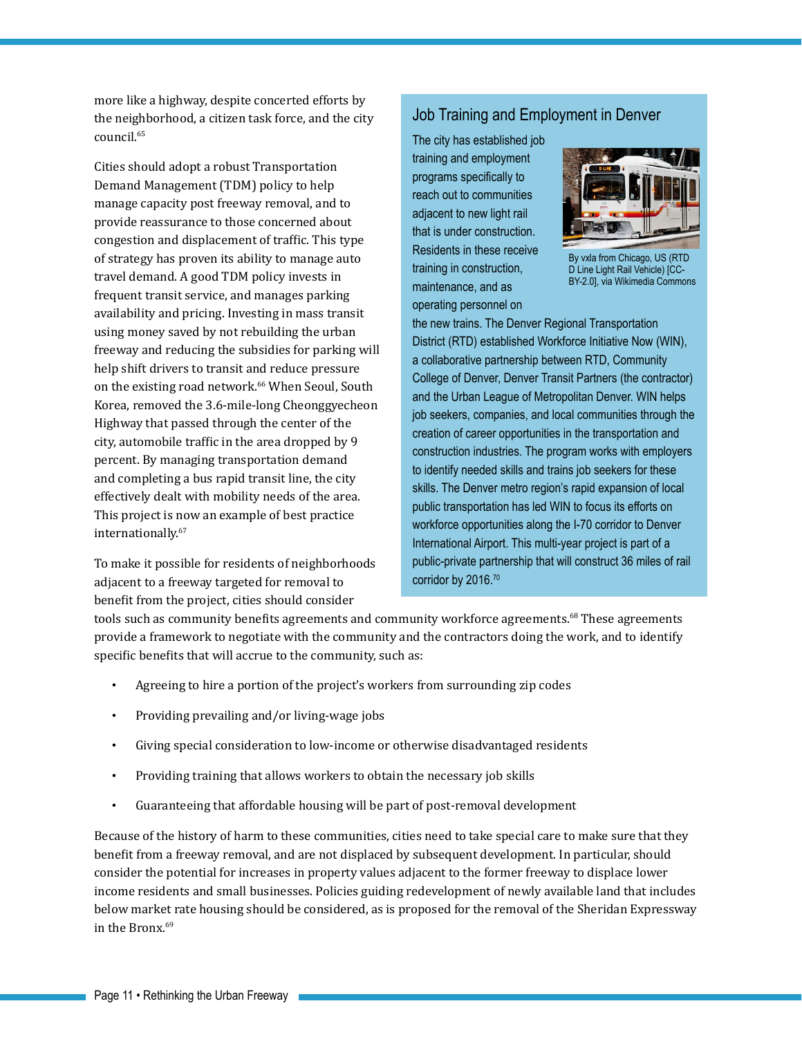more like a highway, despite concerted efforts by the neighborhood, a citizen task force, and the city council.[65]

Cities should adopt a robust Transportation Demand Management (TDM) policy to help manage capacity post freeway removal, and to provide reassurance to those concerned about congestion and displacement of traffic. This type of strategy has proven its ability to manage auto travel demand. A good TDM policy invests in frequent transit service, and manages parking availability and pricing. Investing in mass transit using money saved by not rebuilding the urban freeway and reducing the subsidies for parking will help shift drivers to transit and reduce pressure on the existing road network.[66] When Seoul, South Korea, removed the 3.6-mile-long Cheonggyecheon Highway that passed through the center of the city, automobile traffic in the area dropped by 9 percent. By managing transportation demand and completing a bus rapid transit line, the city effectively dealt with mobility needs of the area. This project is now an example of best practice internationally.[67]

To make it possible for residents of neighborhoods adjacent to a freeway targeted for removal to benefit from the project, cities should consider tools such as community benefits agreements and community workforce agreements.[68] These agreements provide a framework to negotiate with the community and the contractors doing the work, and to identify specific benefits that will accrue to the community, such as:

- Agreeing to hire a portion of the project's workers from surrounding zip codes
- Providing prevailing and/or living-wage jobs
- Giving special consideration to low-income or otherwise disadvantaged residents
- Providing training that allows workers to obtain the necessary job skills
- Guaranteeing that affordable housing will be part of post-removal development

Because of the history of harm to these communities, cities need to take special care to make sure that they benefit from a freeway removal, and are not displaced by subsequent development. In particular, should consider the potential for increases in property values adjacent to the former freeway to displace lower income residents and small businesses. Policies guiding redevelopment of newly available land that includes below market rate housing should be considered, as is proposed for the removal of the Sheridan Expressway in the Bronx.[69]

## Job Training and Employment in Denver

The city has established job training and employment programs specifically to reach out to communities adjacent to new light rail that is under construction. Residents in these receive training in construction, maintenance, and as operating personnel on the new trains. The Denver Regional Transportation District (RTD) established Workforce Initiative Now (WIN), a collaborative partnership between RTD, Community College of Denver, Denver Transit Partners (the contractor) and the Urban League of Metropolitan Denver. WIN helps job seekers, companies, and local communities through the creation of career opportunities in the transportation and construction industries. The program works with employers to identify needed skills and trains job seekers for these skills. The Denver metro region's rapid expansion of local public transportation has led WIN to focus its efforts on workforce opportunities along the I-70 corridor to Denver International Airport. This multi-year project is part of a public-private partnership that will construct 36 miles of rail corridor by 2016.[70]

By vxla from Chicago, US (RTD D Line Light Rail Vehicle) [CC-BY-2.0], via Wikimedia Commons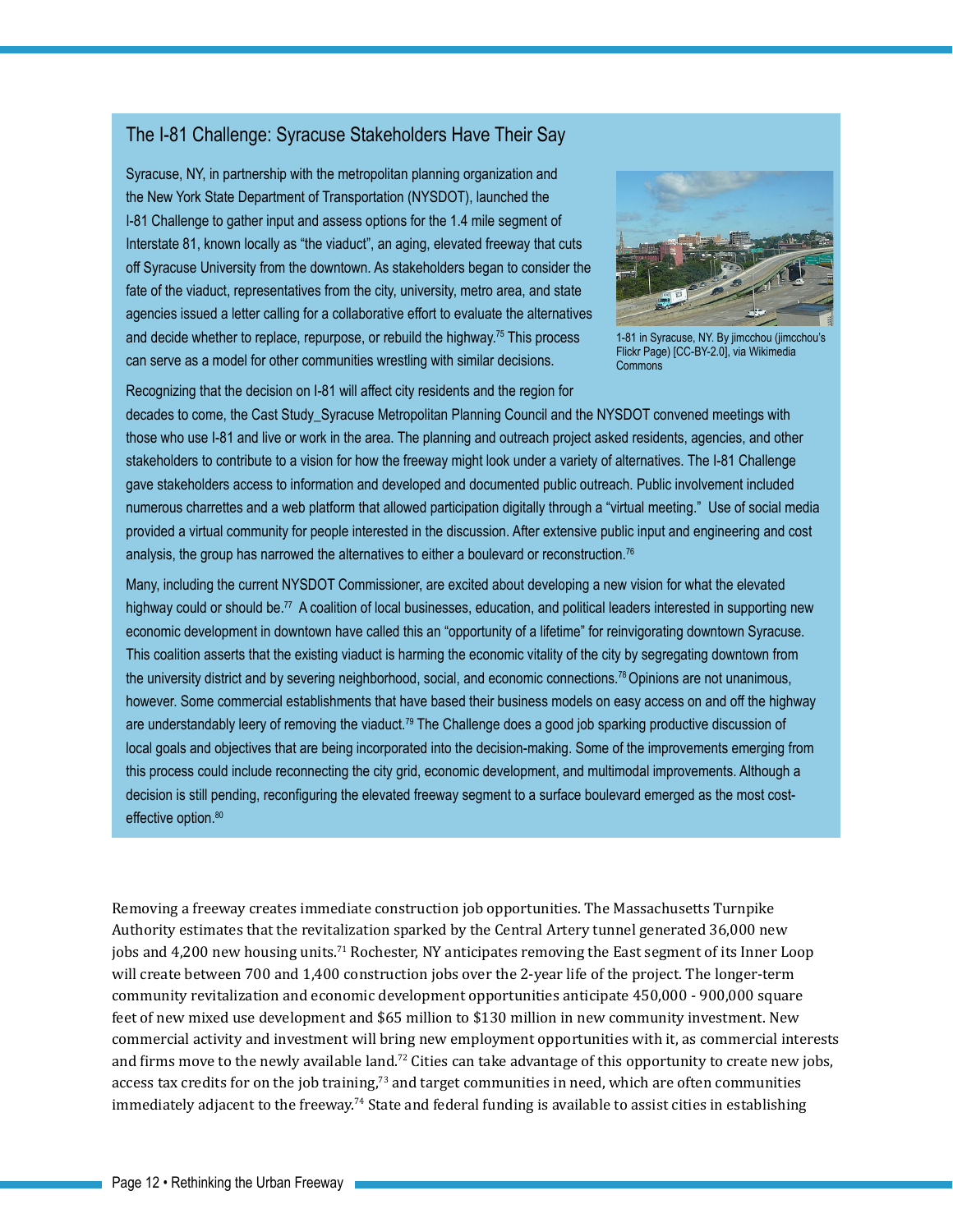## The I-81 Challenge: Syracuse Stakeholders Have Their Say

Syracuse, NY, in partnership with the metropolitan planning organization and the New York State Department of Transportation (NYSDOT), launched the I-81 Challenge to gather input and assess options for the 1.4 mile segment of Interstate 81, known locally as "the viaduct", an aging, elevated freeway that cuts off Syracuse University from the downtown. As stakeholders began to consider the fate of the viaduct, representatives from the city, university, metro area, and state agencies issued a letter calling for a collaborative effort to evaluate the alternatives and decide whether to replace, repurpose, or rebuild the highway.[75] This process can serve as a model for other communities wrestling with similar decisions.

1-81 in Syracuse, NY. By jimcchou (jimcchou's Flickr Page) [CC-BY-2.0], via Wikimedia Commons

Recognizing that the decision on I-81 will affect city residents and the region for decades to come, the Cast Study_Syracuse Metropolitan Planning Council and the NYSDOT convened meetings with those who use I-81 and live or work in the area. The planning and outreach project asked residents, agencies, and other stakeholders to contribute to a vision for how the freeway might look under a variety of alternatives. The I-81 Challenge gave stakeholders access to information and developed and documented public outreach. Public involvement included numerous charrettes and a web platform that allowed participation digitally through a "virtual meeting." Use of social media provided a virtual community for people interested in the discussion. After extensive public input and engineering and cost analysis, the group has narrowed the alternatives to either a boulevard or reconstruction.[76]

Many, including the current NYSDOT Commissioner, are excited about developing a new vision for what the elevated highway could or should be.[77] A coalition of local businesses, education, and political leaders interested in supporting new economic development in downtown have called this an "opportunity of a lifetime" for reinvigorating downtown Syracuse. This coalition asserts that the existing viaduct is harming the economic vitality of the city by segregating downtown from the university district and by severing neighborhood, social, and economic connections.[78] Opinions are not unanimous, however. Some commercial establishments that have based their business models on easy access on and off the highway are understandably leery of removing the viaduct.[79] The Challenge does a good job sparking productive discussion of local goals and objectives that are being incorporated into the decision-making. Some of the improvements emerging from this process could include reconnecting the city grid, economic development, and multimodal improvements. Although a decision is still pending, reconfiguring the elevated freeway segment to a surface boulevard emerged as the most cost-effective option.[80]

Removing a freeway creates immediate construction job opportunities. The Massachusetts Turnpike Authority estimates that the revitalization sparked by the Central Artery tunnel generated 36,000 new jobs and 4,200 new housing units.[71] Rochester, NY anticipates removing the East segment of its Inner Loop will create between 700 and 1,400 construction jobs over the 2-year life of the project. The longer-term community revitalization and economic development opportunities anticipate 450,000 - 900,000 square feet of new mixed use development and $65 million to $130 million in new community investment. New commercial activity and investment will bring new employment opportunities with it, as commercial interests and firms move to the newly available land.[72] Cities can take advantage of this opportunity to create new jobs, access tax credits for on the job training,[73] and target communities in need, which are often communities immediately adjacent to the freeway.[74] State and federal funding is available to assist cities in establishing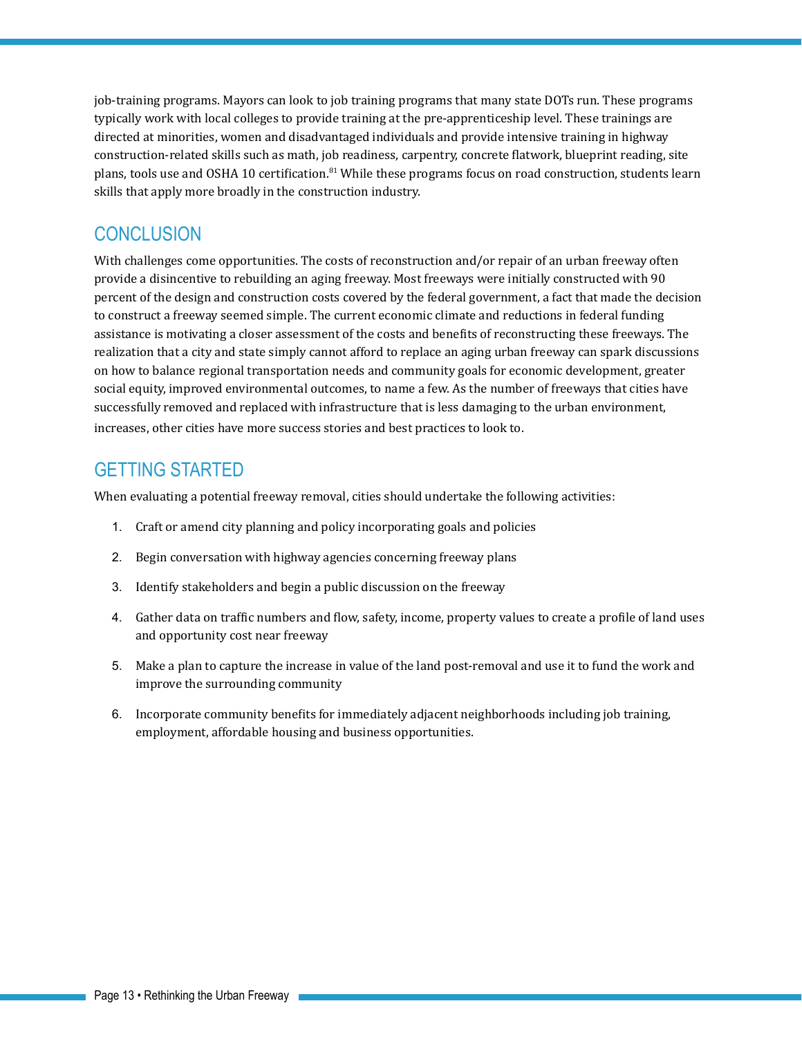job-training programs. Mayors can look to job training programs that many state DOTs run. These programs typically work with local colleges to provide training at the pre-apprenticeship level. These trainings are directed at minorities, women and disadvantaged individuals and provide intensive training in highway construction-related skills such as math, job readiness, carpentry, concrete flatwork, blueprint reading, site plans, tools use and OSHA 10 certification.[81] While these programs focus on road construction, students learn skills that apply more broadly in the construction industry.

## CONCLUSION

With challenges come opportunities. The costs of reconstruction and/or repair of an urban freeway often provide a disincentive to rebuilding an aging freeway. Most freeways were initially constructed with 90 percent of the design and construction costs covered by the federal government, a fact that made the decision to construct a freeway seemed simple. The current economic climate and reductions in federal funding assistance is motivating a closer assessment of the costs and benefits of reconstructing these freeways. The realization that a city and state simply cannot afford to replace an aging urban freeway can spark discussions on how to balance regional transportation needs and community goals for economic development, greater social equity, improved environmental outcomes, to name a few. As the number of freeways that cities have successfully removed and replaced with infrastructure that is less damaging to the urban environment, increases, other cities have more success stories and best practices to look to.

## GETTING STARTED

When evaluating a potential freeway removal, cities should undertake the following activities:

1. Craft or amend city planning and policy incorporating goals and policies
2. Begin conversation with highway agencies concerning freeway plans
3. Identify stakeholders and begin a public discussion on the freeway
4. Gather data on traffic numbers and flow, safety, income, property values to create a profile of land uses and opportunity cost near freeway
5. Make a plan to capture the increase in value of the land post-removal and use it to fund the work and improve the surrounding community
6. Incorporate community benefits for immediately adjacent neighborhoods including job training, employment, affordable housing and business opportunities.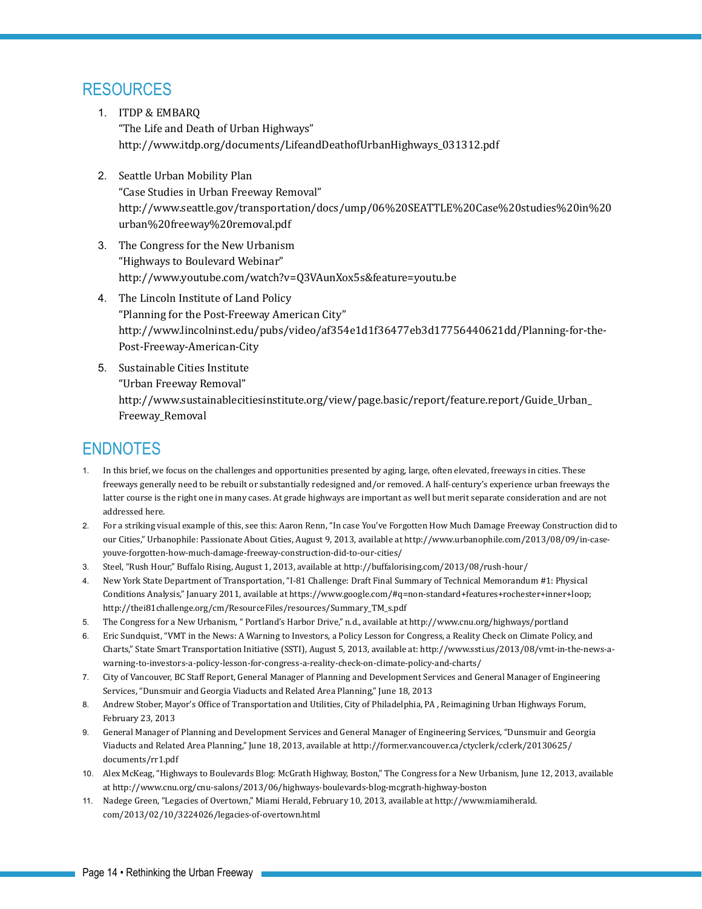## RESOURCES

1. ITDP & EMBARQ
   "The Life and Death of Urban Highways"
   http://www.itdp.org/documents/LifeandDeathofUrbanHighways_031312.pdf

2. Seattle Urban Mobility Plan
   "Case Studies in Urban Freeway Removal"
   http://www.seattle.gov/transportation/docs/ump/06%20SEATTLE%20Case%20studies%20in%20urban%20freeway%20removal.pdf

3. The Congress for the New Urbanism
   "Highways to Boulevard Webinar"
   http://www.youtube.com/watch?v=Q3VAunXox5s&feature=youtu.be

4. The Lincoln Institute of Land Policy
   "Planning for the Post-Freeway American City"
   http://www.lincolninst.edu/pubs/video/af354e1d1f36477eb3d17756440621dd/Planning-for-the-Post-Freeway-American-City

5. Sustainable Cities Institute
   "Urban Freeway Removal"
   http://www.sustainablecitiesinstitute.org/view/page.basic/report/feature.report/Guide_Urban_Freeway_Removal

## ENDNOTES

1. In this brief, we focus on the challenges and opportunities presented by aging, large, often elevated, freeways in cities. These freeways generally need to be rebuilt or substantially redesigned and/or removed. A half-century's experience urban freeways the latter course is the right one in many cases. At grade highways are important as well but merit separate consideration and are not addressed here.
2. For a striking visual example of this, see this: Aaron Renn, "In case You've Forgotten How Much Damage Freeway Construction did to our Cities," Urbanophile: Passionate About Cities, August 9, 2013, available at http://www.urbanophile.com/2013/08/09/in-case-youve-forgotten-how-much-damage-freeway-construction-did-to-our-cities/
3. Steel, "Rush Hour," Buffalo Rising, August 1, 2013, available at http://buffalorising.com/2013/08/rush-hour/
4. New York State Department of Transportation, "I-81 Challenge: Draft Final Summary of Technical Memorandum #1: Physical Conditions Analysis," January 2011, available at https://www.google.com/#q=non-standard+features+rochester+inner+loop; http://thei81challenge.org/cm/ResourceFiles/resources/Summary_TM_s.pdf
5. The Congress for a New Urbanism, " Portland's Harbor Drive," n.d., available at http://www.cnu.org/highways/portland
6. Eric Sundquist, "VMT in the News: A Warning to Investors, a Policy Lesson for Congress, a Reality Check on Climate Policy, and Charts," State Smart Transportation Initiative (SSTI), August 5, 2013, available at: http://www.ssti.us/2013/08/vmt-in-the-news-a-warning-to-investors-a-policy-lesson-for-congress-a-reality-check-on-climate-policy-and-charts/
7. City of Vancouver, BC Staff Report, General Manager of Planning and Development Services and General Manager of Engineering Services, "Dunsmuir and Georgia Viaducts and Related Area Planning," June 18, 2013
8. Andrew Stober, Mayor's Office of Transportation and Utilities, City of Philadelphia, PA , Reimagining Urban Highways Forum, February 23, 2013
9. General Manager of Planning and Development Services and General Manager of Engineering Services, "Dunsmuir and Georgia Viaducts and Related Area Planning," June 18, 2013, available at http://former.vancouver.ca/ctyclerk/cclerk/20130625/documents/rr1.pdf
10. Alex McKeag, "Highways to Boulevards Blog: McGrath Highway, Boston," The Congress for a New Urbanism, June 12, 2013, available at http://www.cnu.org/cnu-salons/2013/06/highways-boulevards-blog-mcgrath-highway-boston
11. Nadege Green, "Legacies of Overtown," Miami Herald, February 10, 2013, available at http://www.miamiherald.com/2013/02/10/3224026/legacies-of-overtown.html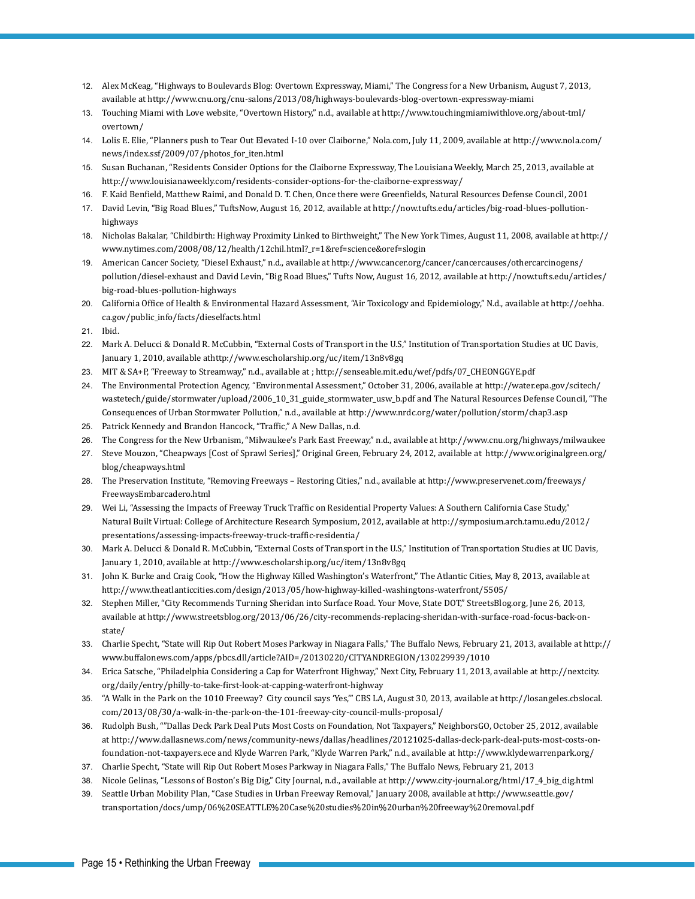12. Alex McKeag, “Highways to Boulevards Blog: Overtown Expressway, Miami,” The Congress for a New Urbanism, August 7, 2013, available at http://www.cnu.org/cnu-salons/2013/08/highways-boulevards-blog-overtown-expressway-miami
13. Touching Miami with Love website, “Overtown History,” n.d., available at http://www.touchingmiamiwithlove.org/about-tml/overtown/
14. Lolis E. Elie, “Planners push to Tear Out Elevated I-10 over Claiborne,” Nola.com, July 11, 2009, available at http://www.nola.com/news/index.ssf/2009/07/photos_for_iten.html
15. Susan Buchanan, “Residents Consider Options for the Claiborne Expressway, The Louisiana Weekly, March 25, 2013, available at http://www.louisianaweekly.com/residents-consider-options-for-the-claiborne-expressway/
16. F. Kaid Benfield, Matthew Raimi, and Donald D. T. Chen, Once there were Greenfields, Natural Resources Defense Council, 2001
17. David Levin, “Big Road Blues,” TuftsNow, August 16, 2012, available at http://now.tufts.edu/articles/big-road-blues-pollution-highways
18. Nicholas Bakalar, “Childbirth: Highway Proximity Linked to Birthweight,” The New York Times, August 11, 2008, available at http://www.nytimes.com/2008/08/12/health/12chil.html?_r=1&ref=science&oref=slogin
19. American Cancer Society, “Diesel Exhaust,” n.d., available at http://www.cancer.org/cancer/cancercauses/othercarcinogens/pollution/diesel-exhaust and David Levin, “Big Road Blues,” Tufts Now, August 16, 2012, available at http://now.tufts.edu/articles/big-road-blues-pollution-highways
20. California Office of Health & Environmental Hazard Assessment, “Air Toxicology and Epidemiology,” N.d., available at http://oehha.ca.gov/public_info/facts/dieselfacts.html
21. Ibid.
22. Mark A. Delucci & Donald R. McCubbin, “External Costs of Transport in the U.S,” Institution of Transportation Studies at UC Davis, January 1, 2010, available athttp://www.escholarship.org/uc/item/13n8v8gq
23. MIT & SA+P, “Freeway to Streamway,” n.d., available at ; http://senseable.mit.edu/wef/pdfs/07_CHEONGGYE.pdf
24. The Environmental Protection Agency, “Environmental Assessment,” October 31, 2006, available at http://water.epa.gov/scitech/wastetech/guide/stormwater/upload/2006_10_31_guide_stormwater_usw_b.pdf and The Natural Resources Defense Council, “The Consequences of Urban Stormwater Pollution,” n.d., available at http://www.nrdc.org/water/pollution/storm/chap3.asp
25. Patrick Kennedy and Brandon Hancock, “Traffic,” A New Dallas, n.d.
26. The Congress for the New Urbanism, “Milwaukee’s Park East Freeway,” n.d., available at http://www.cnu.org/highways/milwaukee
27. Steve Mouzon, “Cheapways [Cost of Sprawl Series],” Original Green, February 24, 2012, available at http://www.originalgreen.org/blog/cheapways.html
28. The Preservation Institute, “Removing Freeways – Restoring Cities,” n.d., available at http://www.preservenet.com/freeways/FreewaysEmbarcadero.html
29. Wei Li, “Assessing the Impacts of Freeway Truck Traffic on Residential Property Values: A Southern California Case Study,” Natural Built Virtual: College of Architecture Research Symposium, 2012, available at http://symposium.arch.tamu.edu/2012/presentations/assessing-impacts-freeway-truck-traffic-residentia/
30. Mark A. Delucci & Donald R. McCubbin, “External Costs of Transport in the U.S,” Institution of Transportation Studies at UC Davis, January 1, 2010, available at http://www.escholarship.org/uc/item/13n8v8gq
31. John K. Burke and Craig Cook, “How the Highway Killed Washington’s Waterfront,” The Atlantic Cities, May 8, 2013, available at http://www.theatlanticcities.com/design/2013/05/how-highway-killed-washingtons-waterfront/5505/
32. Stephen Miller, “City Recommends Turning Sheridan into Surface Road. Your Move, State DOT,” StreetsBlog.org, June 26, 2013, available at http://www.streetsblog.org/2013/06/26/city-recommends-replacing-sheridan-with-surface-road-focus-back-on-state/
33. Charlie Specht, “State will Rip Out Robert Moses Parkway in Niagara Falls,” The Buffalo News, February 21, 2013, available at http://www.buffalonews.com/apps/pbcs.dll/article?AID=/20130220/CITYANDREGION/130229939/1010
34. Erica Satsche, “Philadelphia Considering a Cap for Waterfront Highway,” Next City, February 11, 2013, available at http://nextcity.org/daily/entry/philly-to-take-first-look-at-capping-waterfront-highway
35. “A Walk in the Park on the 1010 Freeway? City council says ‘Yes,’” CBS LA, August 30, 2013, available at http://losangeles.cbslocal.com/2013/08/30/a-walk-in-the-park-on-the-101-freeway-city-council-mulls-proposal/
36. Rudolph Bush, “”Dallas Deck Park Deal Puts Most Costs on Foundation, Not Taxpayers,” NeighborsGO, October 25, 2012, available at http://www.dallasnews.com/news/community-news/dallas/headlines/20121025-dallas-deck-park-deal-puts-most-costs-on-foundation-not-taxpayers.ece and Klyde Warren Park, “Klyde Warren Park,” n.d., available at http://www.klydewarrenpark.org/
37. Charlie Specht, “State will Rip Out Robert Moses Parkway in Niagara Falls,” The Buffalo News, February 21, 2013
38. Nicole Gelinas, “Lessons of Boston’s Big Dig,” City Journal, n.d., available at http://www.city-journal.org/html/17_4_big_dig.html
39. Seattle Urban Mobility Plan, “Case Studies in Urban Freeway Removal,” January 2008, available at http://www.seattle.gov/transportation/docs/ump/06%20SEATTLE%20Case%20studies%20in%20urban%20freeway%20removal.pdf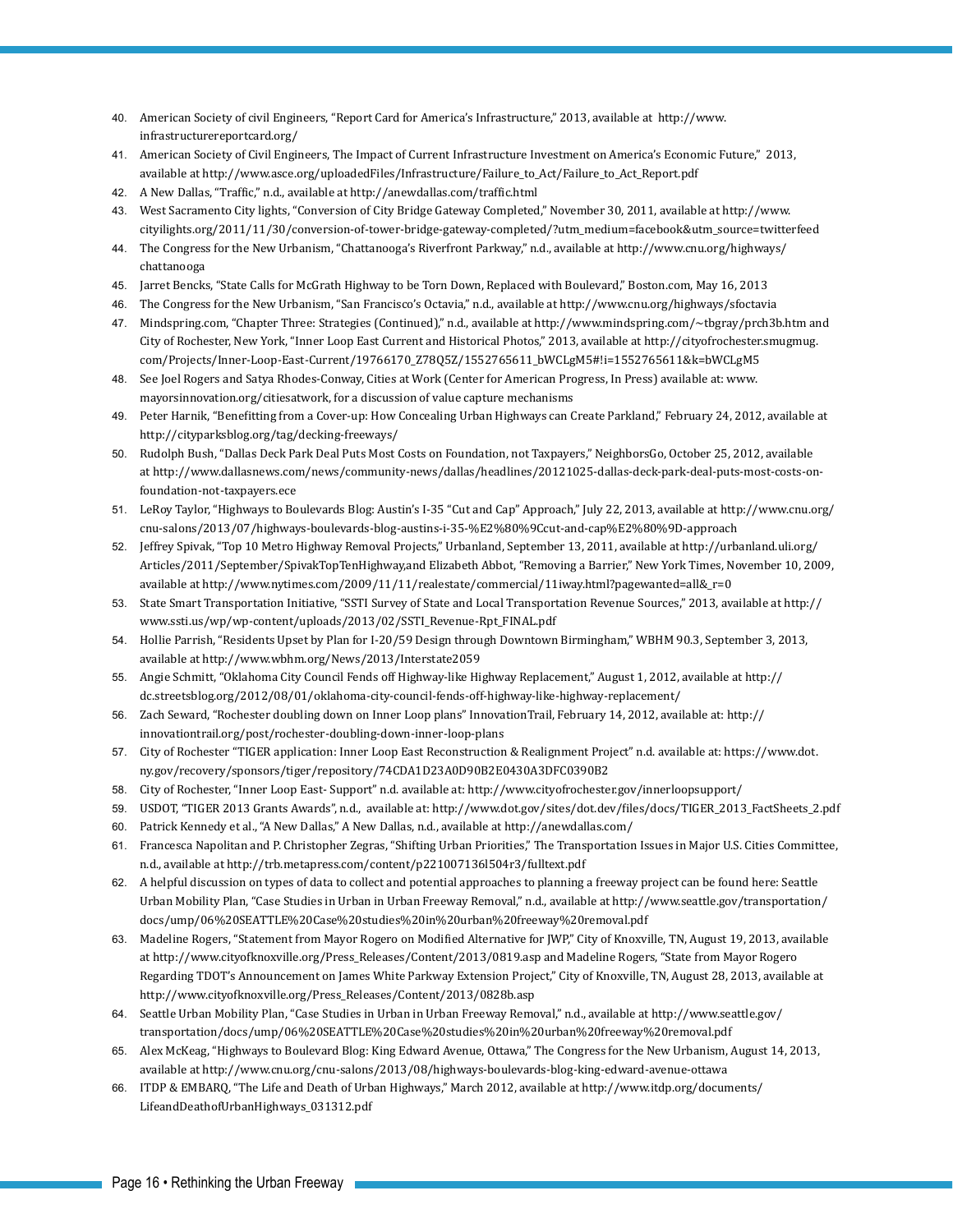40. American Society of civil Engineers, "Report Card for America's Infrastructure," 2013, available at http://www.infrastructurereportcard.org/
41. American Society of Civil Engineers, The Impact of Current Infrastructure Investment on America's Economic Future," 2013, available at http://www.asce.org/uploadedFiles/Infrastructure/Failure_to_Act/Failure_to_Act_Report.pdf
42. A New Dallas, "Traffic," n.d., available at http://anewdallas.com/traffic.html
43. West Sacramento City lights, "Conversion of City Bridge Gateway Completed," November 30, 2011, available at http://www.cityilights.org/2011/11/30/conversion-of-tower-bridge-gateway-completed/?utm_medium=facebook&utm_source=twitterfeed
44. The Congress for the New Urbanism, "Chattanooga's Riverfront Parkway," n.d., available at http://www.cnu.org/highways/chattanooga
45. Jarret Bencks, "State Calls for McGrath Highway to be Torn Down, Replaced with Boulevard," Boston.com, May 16, 2013
46. The Congress for the New Urbanism, "San Francisco's Octavia," n.d., available at http://www.cnu.org/highways/sfoctavia
47. Mindspring.com, "Chapter Three: Strategies (Continued)," n.d., available at http://www.mindspring.com/~tbgray/prch3b.htm and City of Rochester, New York, "Inner Loop East Current and Historical Photos," 2013, available at http://cityofrochester.smugmug.com/Projects/Inner-Loop-East-Current/19766170_Z78Q5Z/1552765611_bWCLgM5#!i=1552765611&k=bWCLgM5
48. See Joel Rogers and Satya Rhodes-Conway, Cities at Work (Center for American Progress, In Press) available at: www.mayorsinnovation.org/citiesatwork, for a discussion of value capture mechanisms
49. Peter Harnik, "Benefitting from a Cover-up: How Concealing Urban Highways can Create Parkland," February 24, 2012, available at http://cityparksblog.org/tag/decking-freeways/
50. Rudolph Bush, "Dallas Deck Park Deal Puts Most Costs on Foundation, not Taxpayers," NeighborsGo, October 25, 2012, available at http://www.dallasnews.com/news/community-news/dallas/headlines/20121025-dallas-deck-park-deal-puts-most-costs-on-foundation-not-taxpayers.ece
51. LeRoy Taylor, "Highways to Boulevards Blog: Austin's I-35 "Cut and Cap" Approach," July 22, 2013, available at http://www.cnu.org/cnu-salons/2013/07/highways-boulevards-blog-austins-i-35-%E2%80%9Ccut-and-cap%E2%80%9D-approach
52. Jeffrey Spivak, "Top 10 Metro Highway Removal Projects," Urbanland, September 13, 2011, available at http://urbanland.uli.org/Articles/2011/September/SpivakTopTenHighway,and Elizabeth Abbot, "Removing a Barrier," New York Times, November 10, 2009, available at http://www.nytimes.com/2009/11/11/realestate/commercial/11iway.html?pagewanted=all&_r=0
53. State Smart Transportation Initiative, "SSTI Survey of State and Local Transportation Revenue Sources," 2013, available at http://www.ssti.us/wp/wp-content/uploads/2013/02/SSTI_Revenue-Rpt_FINAL.pdf
54. Hollie Parrish, "Residents Upset by Plan for I-20/59 Design through Downtown Birmingham," WBHM 90.3, September 3, 2013, available at http://www.wbhm.org/News/2013/Interstate2059
55. Angie Schmitt, "Oklahoma City Council Fends off Highway-like Highway Replacement," August 1, 2012, available at http://dc.streetsblog.org/2012/08/01/oklahoma-city-council-fends-off-highway-like-highway-replacement/
56. Zach Seward, "Rochester doubling down on Inner Loop plans" InnovationTrail, February 14, 2012, available at: http://innovationtrail.org/post/rochester-doubling-down-inner-loop-plans
57. City of Rochester "TIGER application: Inner Loop East Reconstruction & Realignment Project" n.d. available at: https://www.dot.ny.gov/recovery/sponsors/tiger/repository/74CDA1D23A0D90B2E0430A3DFC0390B2
58. City of Rochester, "Inner Loop East- Support" n.d. available at: http://www.cityofrochester.gov/innerloopsupport/
59. USDOT, "TIGER 2013 Grants Awards", n.d., available at: http://www.dot.gov/sites/dot.dev/files/docs/TIGER_2013_FactSheets_2.pdf
60. Patrick Kennedy et al., "A New Dallas," A New Dallas, n.d., available at http://anewdallas.com/
61. Francesca Napolitan and P. Christopher Zegras, "Shifting Urban Priorities," The Transportation Issues in Major U.S. Cities Committee, n.d., available at http://trb.metapress.com/content/p221007136l504r3/fulltext.pdf
62. A helpful discussion on types of data to collect and potential approaches to planning a freeway project can be found here: Seattle Urban Mobility Plan, "Case Studies in Urban in Urban Freeway Removal," n.d., available at http://www.seattle.gov/transportation/docs/ump/06%20SEATTLE%20Case%20studies%20in%20urban%20freeway%20removal.pdf
63. Madeline Rogers, "Statement from Mayor Rogero on Modified Alternative for JWP," City of Knoxville, TN, August 19, 2013, available at http://www.cityofknoxville.org/Press_Releases/Content/2013/0819.asp and Madeline Rogers, "State from Mayor Rogero Regarding TDOT's Announcement on James White Parkway Extension Project," City of Knoxville, TN, August 28, 2013, available at http://www.cityofknoxville.org/Press_Releases/Content/2013/0828b.asp
64. Seattle Urban Mobility Plan, "Case Studies in Urban in Urban Freeway Removal," n.d., available at http://www.seattle.gov/transportation/docs/ump/06%20SEATTLE%20Case%20studies%20in%20urban%20freeway%20removal.pdf
65. Alex McKeag, "Highways to Boulevard Blog: King Edward Avenue, Ottawa," The Congress for the New Urbanism, August 14, 2013, available at http://www.cnu.org/cnu-salons/2013/08/highways-boulevards-blog-king-edward-avenue-ottawa
66. ITDP & EMBARQ, "The Life and Death of Urban Highways," March 2012, available at http://www.itdp.org/documents/LifeandDeathofUrbanHighways_031312.pdf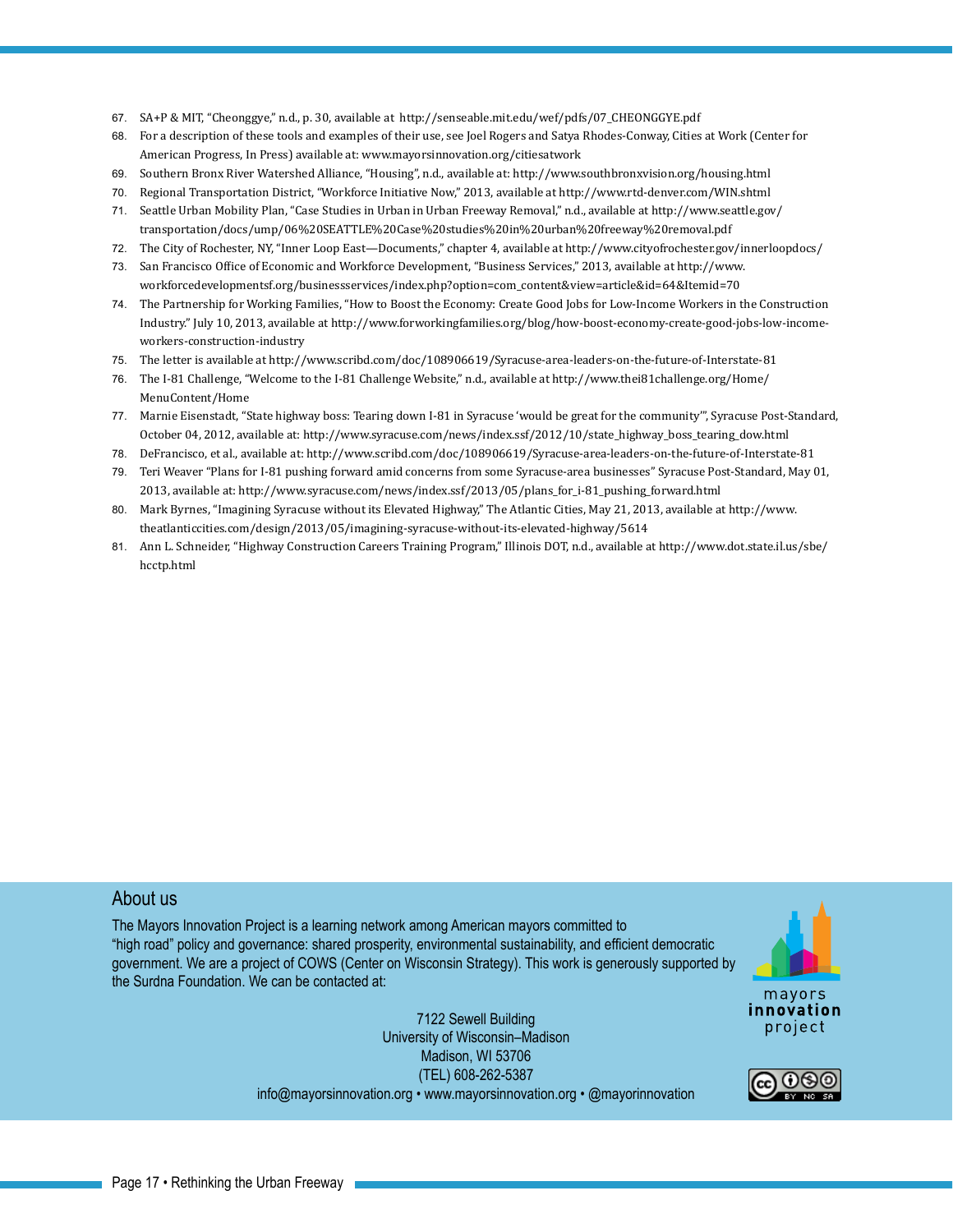67. SA+P & MIT, "Cheonggye," n.d., p. 30, available at http://senseable.mit.edu/wef/pdfs/07_CHEONGGYE.pdf
68. For a description of these tools and examples of their use, see Joel Rogers and Satya Rhodes-Conway, Cities at Work (Center for American Progress, In Press) available at: www.mayorsinnovation.org/citiesatwork
69. Southern Bronx River Watershed Alliance, "Housing", n.d., available at: http://www.southbronxvision.org/housing.html
70. Regional Transportation District, "Workforce Initiative Now," 2013, available at http://www.rtd-denver.com/WIN.shtml
71. Seattle Urban Mobility Plan, "Case Studies in Urban in Urban Freeway Removal," n.d., available at http://www.seattle.gov/transportation/docs/ump/06%20SEATTLE%20Case%20studies%20in%20urban%20freeway%20removal.pdf
72. The City of Rochester, NY, "Inner Loop East—Documents," chapter 4, available at http://www.cityofrochester.gov/innerloopdocs/
73. San Francisco Office of Economic and Workforce Development, "Business Services," 2013, available at http://www.workforcedevelopmentsf.org/businessservices/index.php?option=com_content&view=article&id=64&Itemid=70
74. The Partnership for Working Families, "How to Boost the Economy: Create Good Jobs for Low-Income Workers in the Construction Industry." July 10, 2013, available at http://www.forworkingfamilies.org/blog/how-boost-economy-create-good-jobs-low-income-workers-construction-industry
75. The letter is available at http://www.scribd.com/doc/108906619/Syracuse-area-leaders-on-the-future-of-Interstate-81
76. The I-81 Challenge, "Welcome to the I-81 Challenge Website," n.d., available at http://www.thei81challenge.org/Home/MenuContent/Home
77. Marnie Eisenstadt, "State highway boss: Tearing down I-81 in Syracuse 'would be great for the community'", Syracuse Post-Standard, October 04, 2012, available at: http://www.syracuse.com/news/index.ssf/2012/10/state_highway_boss_tearing_dow.html
78. DeFrancisco, et al., available at: http://www.scribd.com/doc/108906619/Syracuse-area-leaders-on-the-future-of-Interstate-81
79. Teri Weaver "Plans for I-81 pushing forward amid concerns from some Syracuse-area businesses" Syracuse Post-Standard, May 01, 2013, available at: http://www.syracuse.com/news/index.ssf/2013/05/plans_for_i-81_pushing_forward.html
80. Mark Byrnes, "Imagining Syracuse without its Elevated Highway," The Atlantic Cities, May 21, 2013, available at http://www.theatlanticcities.com/design/2013/05/imagining-syracuse-without-its-elevated-highway/5614
81. Ann L. Schneider, "Highway Construction Careers Training Program," Illinois DOT, n.d., available at http://www.dot.state.il.us/sbe/hcctp.html

## About us

The Mayors Innovation Project is a learning network among American mayors committed to "high road" policy and governance: shared prosperity, environmental sustainability, and efficient democratic government. We are a project of COWS (Center on Wisconsin Strategy). This work is generously supported by the Surdna Foundation. We can be contacted at:

7122 Sewell Building
University of Wisconsin–Madison
Madison, WI 53706
(TEL) 608-262-5387
info@mayorsinnovation.org • www.mayorsinnovation.org • @mayorinnovation

mayors **innovation** project